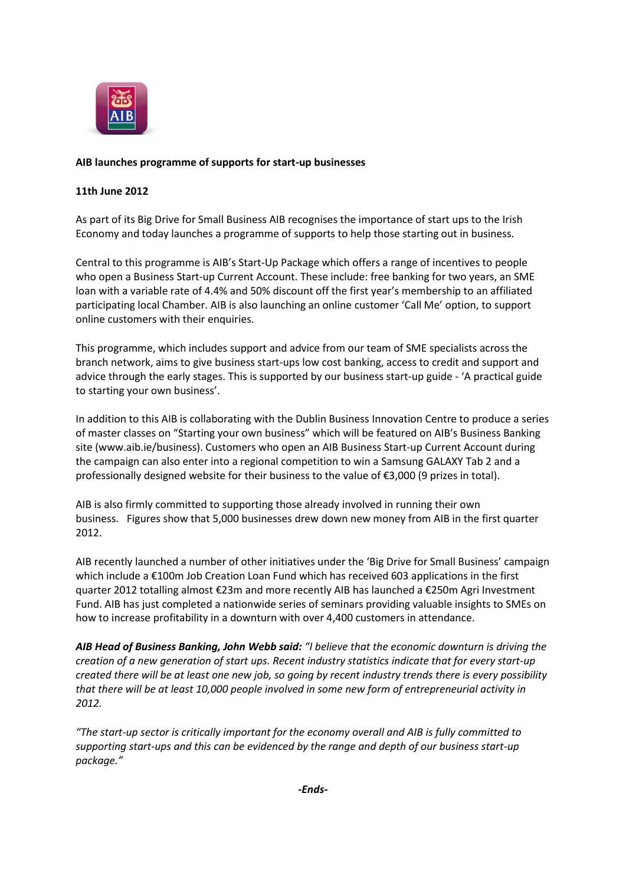**AIB launches programme of supports for start-up businesses**

**11th June 2012**

As part of its Big Drive for Small Business AIB recognises the importance of start ups to the Irish Economy and today launches a programme of supports to help those starting out in business.

Central to this programme is AIB's Start-Up Package which offers a range of incentives to people who open a Business Start-up Current Account. These include: free banking for two years, an SME loan with a variable rate of 4.4% and 50% discount off the first year's membership to an affiliated participating local Chamber. AIB is also launching an online customer 'Call Me' option, to support online customers with their enquiries.

This programme, which includes support and advice from our team of SME specialists across the branch network, aims to give business start-ups low cost banking, access to credit and support and advice through the early stages. This is supported by our business start-up guide - 'A practical guide to starting your own business'.

In addition to this AIB is collaborating with the Dublin Business Innovation Centre to produce a series of master classes on "Starting your own business" which will be featured on AIB's Business Banking site (www.aib.ie/business). Customers who open an AIB Business Start-up Current Account during the campaign can also enter into a regional competition to win a Samsung GALAXY Tab 2 and a professionally designed website for their business to the value of €3,000 (9 prizes in total).

AIB is also firmly committed to supporting those already involved in running their own business. Figures show that 5,000 businesses drew down new money from AIB in the first quarter 2012.

AIB recently launched a number of other initiatives under the 'Big Drive for Small Business' campaign which include a €100m Job Creation Loan Fund which has received 603 applications in the first quarter 2012 totalling almost €23m and more recently AIB has launched a €250m Agri Investment Fund. AIB has just completed a nationwide series of seminars providing valuable insights to SMEs on how to increase profitability in a downturn with over 4,400 customers in attendance.

***AIB Head of Business Banking, John Webb said:*** *"I believe that the economic downturn is driving the creation of a new generation of start ups. Recent industry statistics indicate that for every start-up created there will be at least one new job, so going by recent industry trends there is every possibility that there will be at least 10,000 people involved in some new form of entrepreneurial activity in 2012.*

*"The start-up sector is critically important for the economy overall and AIB is fully committed to supporting start-ups and this can be evidenced by the range and depth of our business start-up package."*

***-Ends-***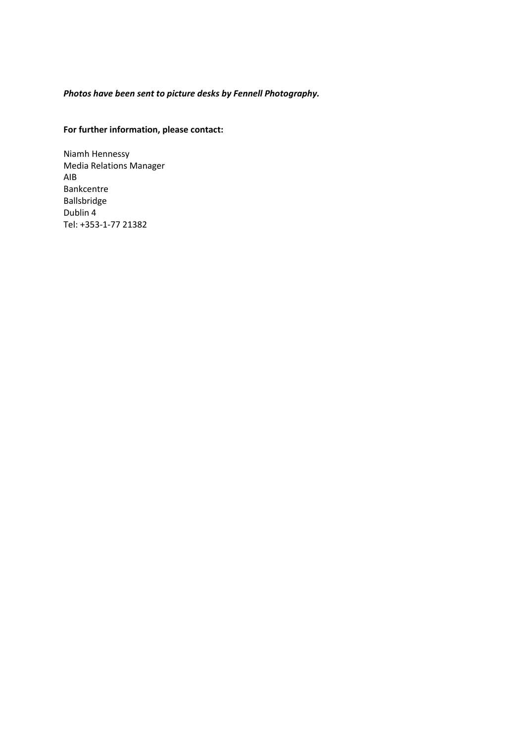***Photos have been sent to picture desks by Fennell Photography.***

**For further information, please contact:**

Niamh Hennessy  
Media Relations Manager  
AIB  
Bankcentre  
Ballsbridge  
Dublin 4  
Tel: +353-1-77 21382